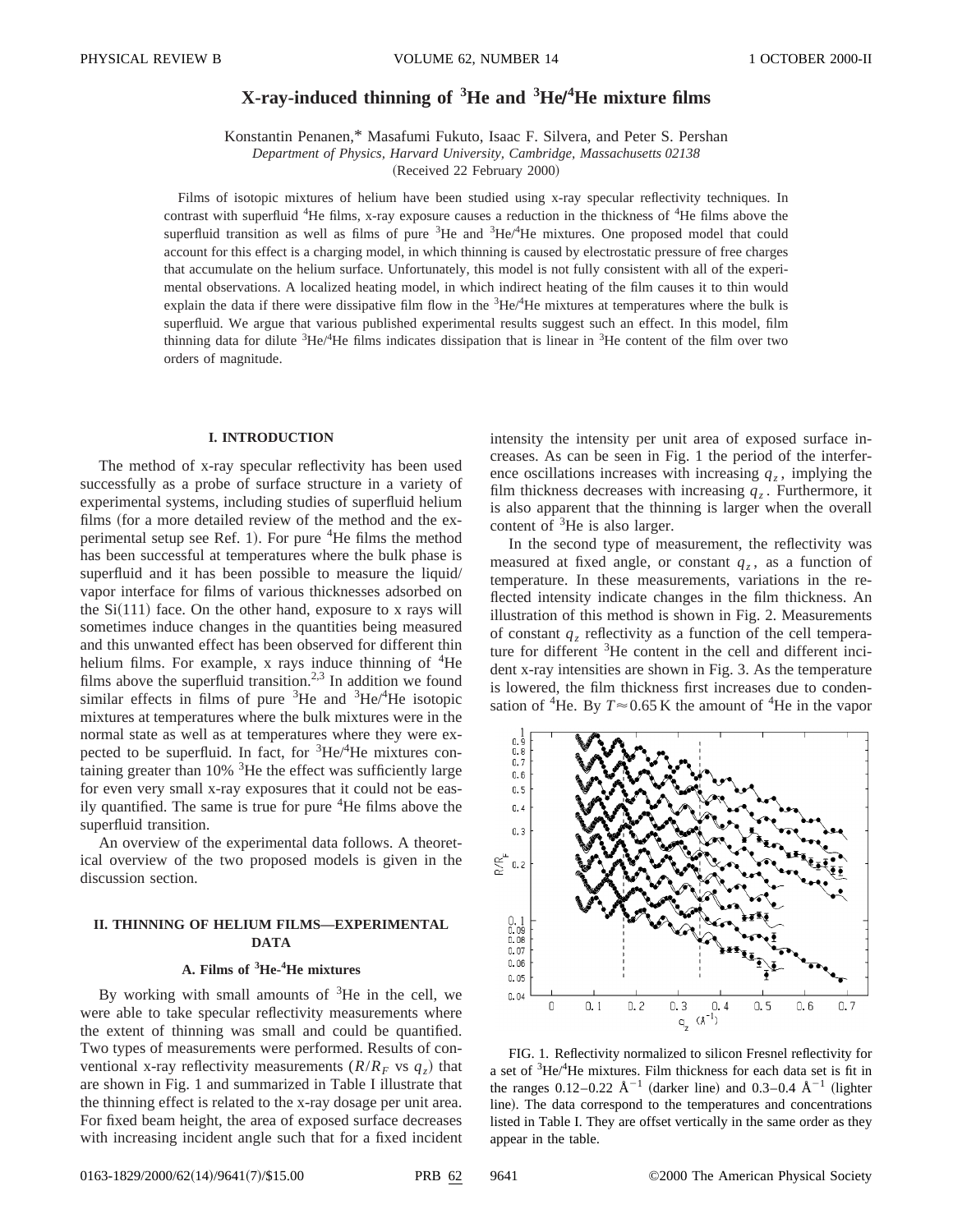# X-ray-induced thinning of $^3$He and $^3$He/$^4$He mixture films

Konstantin Penanen,* Masafumi Fukuto, Isaac F. Silvera, and Peter S. Pershan

*Department of Physics, Harvard University, Cambridge, Massachusetts 02138*

(Received 22 February 2000)

Films of isotopic mixtures of helium have been studied using x-ray specular reflectivity techniques. In contrast with superfluid $^4$He films, x-ray exposure causes a reduction in the thickness of $^4$He films above the superfluid transition as well as films of pure $^3$He and $^3$He/$^4$He mixtures. One proposed model that could account for this effect is a charging model, in which thinning is caused by electrostatic pressure of free charges that accumulate on the helium surface. Unfortunately, this model is not fully consistent with all of the experimental observations. A localized heating model, in which indirect heating of the film causes it to thin would explain the data if there were dissipative film flow in the $^3$He/$^4$He mixtures at temperatures where the bulk is superfluid. We argue that various published experimental results suggest such an effect. In this model, film thinning data for dilute $^3$He/$^4$He films indicates dissipation that is linear in $^3$He content of the film over two orders of magnitude.

## I. INTRODUCTION

The method of x-ray specular reflectivity has been used successfully as a probe of surface structure in a variety of experimental systems, including studies of superfluid helium films (for a more detailed review of the method and the experimental setup see Ref. 1). For pure $^4$He films the method has been successful at temperatures where the bulk phase is superfluid and it has been possible to measure the liquid/vapor interface for films of various thicknesses adsorbed on the Si(111) face. On the other hand, exposure to x rays will sometimes induce changes in the quantities being measured and this unwanted effect has been observed for different thin helium films. For example, x rays induce thinning of $^4$He films above the superfluid transition.[2,3] In addition we found similar effects in films of pure $^3$He and $^3$He/$^4$He isotopic mixtures at temperatures where the bulk mixtures were in the normal state as well as at temperatures where they were expected to be superfluid. In fact, for $^3$He/$^4$He mixtures containing greater than 10% $^3$He the effect was sufficiently large for even very small x-ray exposures that it could not be easily quantified. The same is true for pure $^4$He films above the superfluid transition.

An overview of the experimental data follows. A theoretical overview of the two proposed models is given in the discussion section.

## II. THINNING OF HELIUM FILMS—EXPERIMENTAL DATA

### A. Films of $^3$He-$^4$He mixtures

By working with small amounts of $^3$He in the cell, we were able to take specular reflectivity measurements where the extent of thinning was small and could be quantified. Two types of measurements were performed. Results of conventional x-ray reflectivity measurements ($R/R_F$ vs $q_z$) that are shown in Fig. 1 and summarized in Table I illustrate that the thinning effect is related to the x-ray dosage per unit area. For fixed beam height, the area of exposed surface decreases with increasing incident angle such that for a fixed incident intensity the intensity per unit area of exposed surface increases. As can be seen in Fig. 1 the period of the interference oscillations increases with increasing $q_z$, implying the film thickness decreases with increasing $q_z$. Furthermore, it is also apparent that the thinning is larger when the overall content of $^3$He is also larger.

In the second type of measurement, the reflectivity was measured at fixed angle, or constant $q_z$, as a function of temperature. In these measurements, variations in the reflected intensity indicate changes in the film thickness. An illustration of this method is shown in Fig. 2. Measurements of constant $q_z$ reflectivity as a function of the cell temperature for different $^3$He content in the cell and different incident x-ray intensities are shown in Fig. 3. As the temperature is lowered, the film thickness first increases due to condensation of $^4$He. By $T \approx 0.65$ K the amount of $^4$He in the vapor

$R/R_F$

1
0.9
0.8
0.7
0.6
0.5
0.4
0.3
0.2
0.1
0.09
0.08
0.07
0.06
0.05
0.04

0 0.1 0.2 0.3 0.4 0.5 0.6 0.7

$q_z$ (Å$^{-1}$)

FIG. 1. Reflectivity normalized to silicon Fresnel reflectivity for a set of $^3$He/$^4$He mixtures. Film thickness for each data set is fit in the ranges 0.12–0.22 Å$^{-1}$ (darker line) and 0.3–0.4 Å$^{-1}$ (lighter line). The data correspond to the temperatures and concentrations listed in Table I. They are offset vertically in the same order as they appear in the table.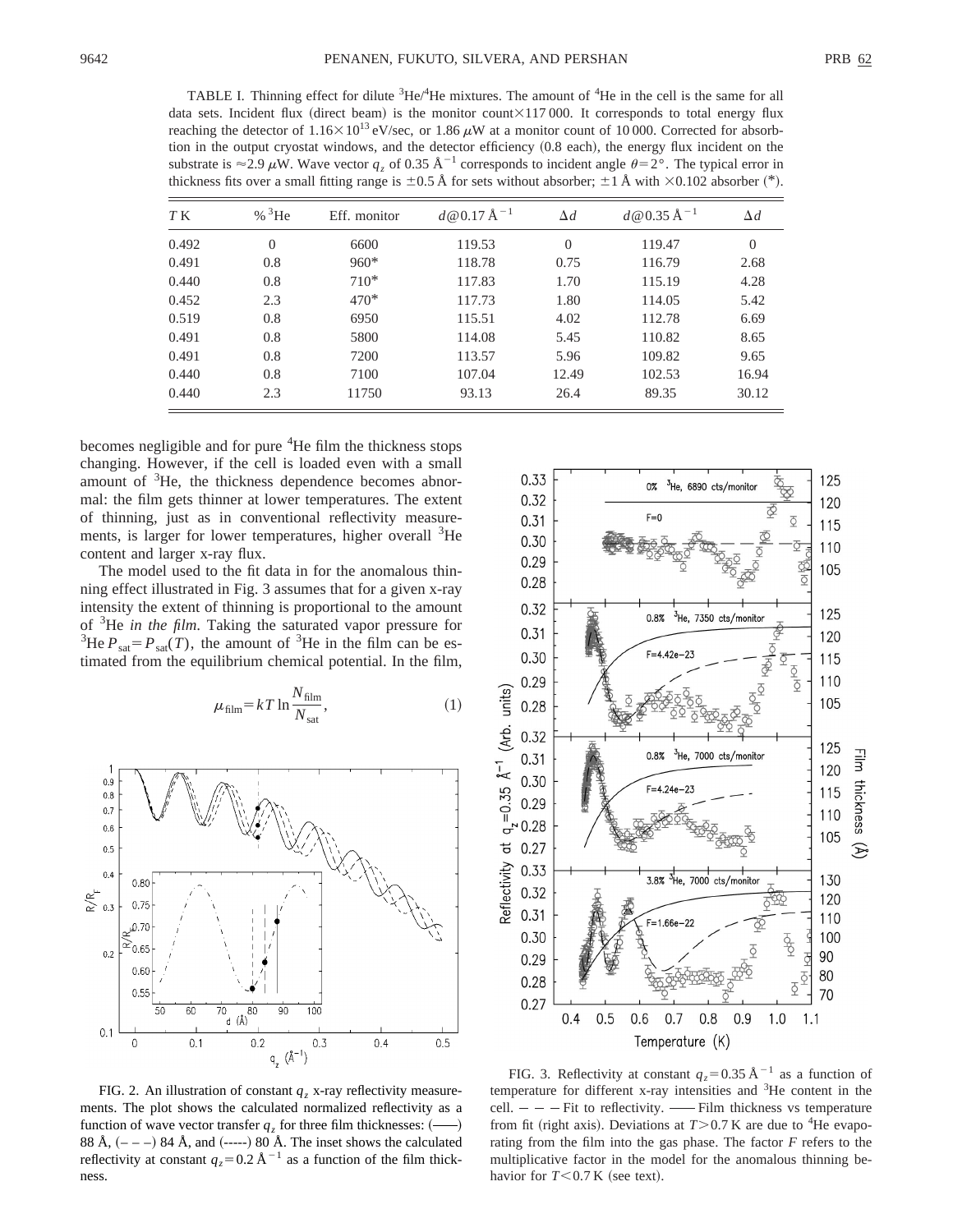TABLE I. Thinning effect for dilute $^3$He/$^4$He mixtures. The amount of $^4$He in the cell is the same for all data sets. Incident flux (direct beam) is the monitor count×117 000. It corresponds to total energy flux reaching the detector of $1.16\times10^{13}$ eV/sec, or 1.86 $\mu$W at a monitor count of 10 000. Corrected for absorption in the output cryostat windows, and the detector efficiency (0.8 each), the energy flux incident on the substrate is ≈2.9 $\mu$W. Wave vector $q_z$ of 0.35 Å$^{-1}$ corresponds to incident angle $\theta=2°$. The typical error in thickness fits over a small fitting range is ±0.5 Å for sets without absorber; ±1 Å with ×0.102 absorber (*).

| $T$ K | % $^3$He | Eff. monitor | $d$@0.17 Å$^{-1}$ | $\Delta d$ | $d$@0.35 Å$^{-1}$ | $\Delta d$ |
|---|---|---|---|---|---|---|
| 0.492 | 0 | 6600 | 119.53 | 0 | 119.47 | 0 |
| 0.491 | 0.8 | 960* | 118.78 | 0.75 | 116.79 | 2.68 |
| 0.440 | 0.8 | 710* | 117.83 | 1.70 | 115.19 | 4.28 |
| 0.452 | 2.3 | 470* | 117.73 | 1.80 | 114.05 | 5.42 |
| 0.519 | 0.8 | 6950 | 115.51 | 4.02 | 112.78 | 6.69 |
| 0.491 | 0.8 | 5800 | 114.08 | 5.45 | 110.82 | 8.65 |
| 0.491 | 0.8 | 7200 | 113.57 | 5.96 | 109.82 | 9.65 |
| 0.440 | 0.8 | 7100 | 107.04 | 12.49 | 102.53 | 16.94 |
| 0.440 | 2.3 | 11750 | 93.13 | 26.4 | 89.35 | 30.12 |

becomes negligible and for pure $^4$He film the thickness stops changing. However, if the cell is loaded even with a small amount of $^3$He, the thickness dependence becomes abnormal: the film gets thinner at lower temperatures. The extent of thinning, just as in conventional reflectivity measurements, is larger for lower temperatures, higher overall $^3$He content and larger x-ray flux.

The model used to the fit data in for the anomalous thinning effect illustrated in Fig. 3 assumes that for a given x-ray intensity the extent of thinning is proportional to the amount of $^3$He *in the film*. Taking the saturated vapor pressure for $^3$He $P_{\rm sat}=P_{\rm sat}(T)$, the amount of $^3$He in the film can be estimated from the equilibrium chemical potential. In the film,

$$\mu_{\rm film}=kT\ln\frac{N_{\rm film}}{N_{\rm sat}}, \quad (1)$$

FIG. 2. An illustration of constant $q_z$ x-ray reflectivity measurements. The plot shows the calculated normalized reflectivity as a function of wave vector transfer $q_z$ for three film thicknesses: (——) 88 Å, (– – –) 84 Å, and (-----) 80 Å. The inset shows the calculated reflectivity at constant $q_z=0.2$ Å$^{-1}$ as a function of the film thickness.

FIG. 3. Reflectivity at constant $q_z=0.35$ Å$^{-1}$ as a function of temperature for different x-ray intensities and $^3$He content in the cell. – – – Fit to reflectivity. —— Film thickness vs temperature from fit (right axis). Deviations at $T>0.7$ K are due to $^4$He evaporating from the film into the gas phase. The factor $F$ refers to the multiplicative factor in the model for the anomalous thinning behavior for $T<0.7$ K (see text).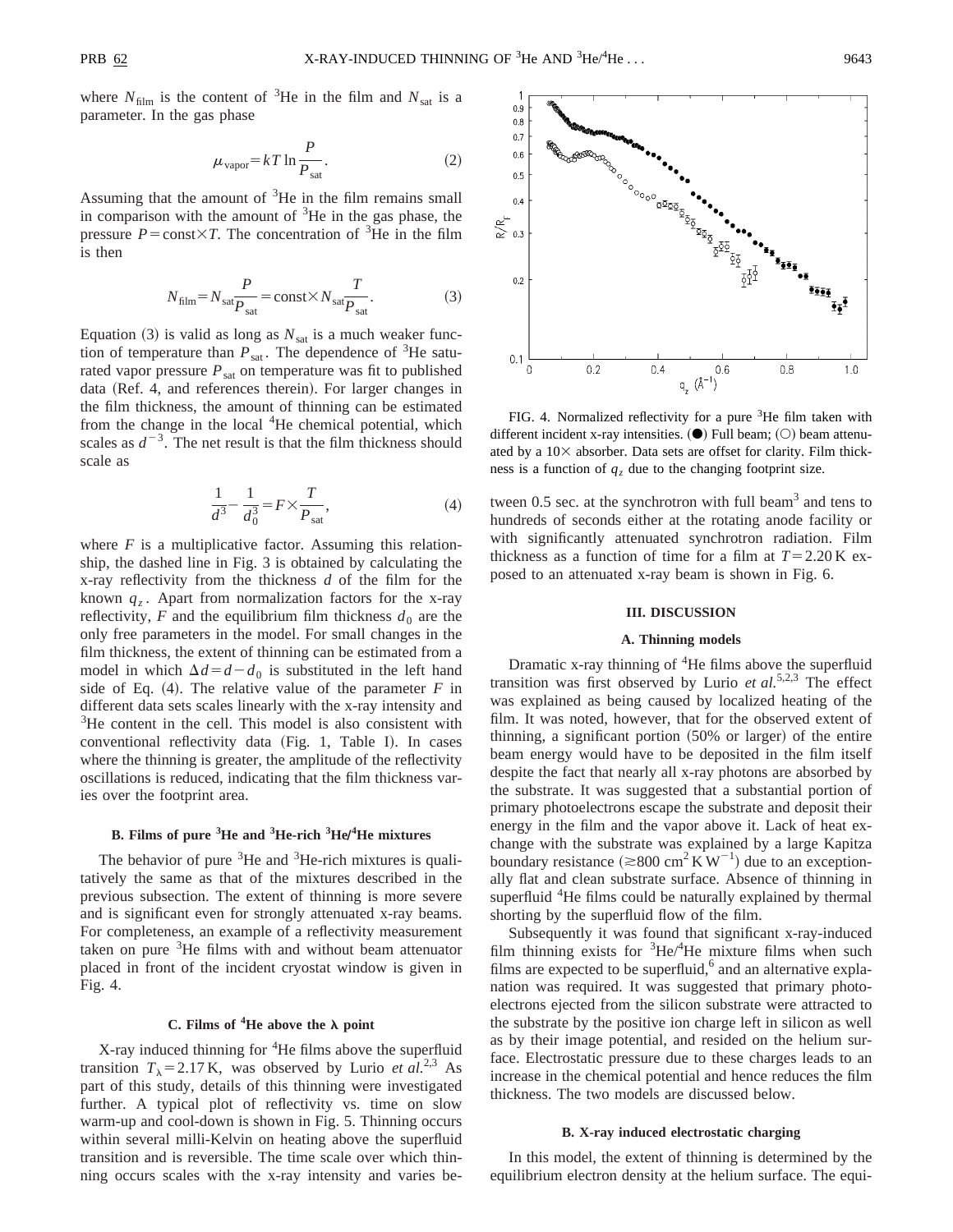where $N_{\rm film}$ is the content of $^3$He in the film and $N_{\rm sat}$ is a parameter. In the gas phase

$$\mu_{\rm vapor} = kT \ln \frac{P}{P_{\rm sat}}. \tag{2}$$

Assuming that the amount of $^3$He in the film remains small in comparison with the amount of $^3$He in the gas phase, the pressure $P = {\rm const} \times T$. The concentration of $^3$He in the film is then

$$N_{\rm film} = N_{\rm sat} \frac{P}{P_{\rm sat}} = {\rm const} \times N_{\rm sat} \frac{T}{P_{\rm sat}}. \tag{3}$$

Equation (3) is valid as long as $N_{\rm sat}$ is a much weaker function of temperature than $P_{\rm sat}$. The dependence of $^3$He saturated vapor pressure $P_{\rm sat}$ on temperature was fit to published data (Ref. 4, and references therein). For larger changes in the film thickness, the amount of thinning can be estimated from the change in the local $^4$He chemical potential, which scales as $d^{-3}$. The net result is that the film thickness should scale as

$$\frac{1}{d^3} - \frac{1}{d_0^3} = F \times \frac{T}{P_{\rm sat}}, \tag{4}$$

where $F$ is a multiplicative factor. Assuming this relationship, the dashed line in Fig. 3 is obtained by calculating the x-ray reflectivity from the thickness $d$ of the film for the known $q_z$. Apart from normalization factors for the x-ray reflectivity, $F$ and the equilibrium film thickness $d_0$ are the only free parameters in the model. For small changes in the film thickness, the extent of thinning can be estimated from a model in which $\Delta d = d - d_0$ is substituted in the left hand side of Eq. (4). The relative value of the parameter $F$ in different data sets scales linearly with the x-ray intensity and $^3$He content in the cell. This model is also consistent with conventional reflectivity data (Fig. 1, Table I). In cases where the thinning is greater, the amplitude of the reflectivity oscillations is reduced, indicating that the film thickness varies over the footprint area.

### B. Films of pure $^3$He and $^3$He-rich $^3$He/$^4$He mixtures

The behavior of pure $^3$He and $^3$He-rich mixtures is qualitatively the same as that of the mixtures described in the previous subsection. The extent of thinning is more severe and is significant even for strongly attenuated x-ray beams. For completeness, an example of a reflectivity measurement taken on pure $^3$He films with and without beam attenuator placed in front of the incident cryostat window is given in Fig. 4.

### C. Films of $^4$He above the λ point

X-ray induced thinning for $^4$He films above the superfluid transition $T_\lambda = 2.17$ K, was observed by Lurio *et al.*[2,3] As part of this study, details of this thinning were investigated further. A typical plot of reflectivity vs. time on slow warm-up and cool-down is shown in Fig. 5. Thinning occurs within several milli-Kelvin on heating above the superfluid transition and is reversible. The time scale over which thinning occurs scales with the x-ray intensity and varies between 0.5 sec. at the synchrotron with full beam[3] and tens to hundreds of seconds either at the rotating anode facility or with significantly attenuated synchrotron radiation. Film thickness as a function of time for a film at $T = 2.20$ K exposed to an attenuated x-ray beam is shown in Fig. 6.

FIG. 4. Normalized reflectivity for a pure $^3$He film taken with different incident x-ray intensities. (●) Full beam; (○) beam attenuated by a 10× absorber. Data sets are offset for clarity. Film thickness is a function of $q_z$ due to the changing footprint size.

## III. DISCUSSION

### A. Thinning models

Dramatic x-ray thinning of $^4$He films above the superfluid transition was first observed by Lurio *et al.*[5,2,3] The effect was explained as being caused by localized heating of the film. It was noted, however, that for the observed extent of thinning, a significant portion (50% or larger) of the entire beam energy would have to be deposited in the film itself despite the fact that nearly all x-ray photons are absorbed by the substrate. It was suggested that a substantial portion of primary photoelectrons escape the substrate and deposit their energy in the film and the vapor above it. Lack of heat exchange with the substrate was explained by a large Kapitza boundary resistance ($\gtrsim 800$ cm$^2$ K W$^{-1}$) due to an exceptionally flat and clean substrate surface. Absence of thinning in superfluid $^4$He films could be naturally explained by thermal shorting by the superfluid flow of the film.

Subsequently it was found that significant x-ray-induced film thinning exists for $^3$He/$^4$He mixture films when such films are expected to be superfluid,[6] and an alternative explanation was required. It was suggested that primary photoelectrons ejected from the silicon substrate were attracted to the substrate by the positive ion charge left in silicon as well as by their image potential, and resided on the helium surface. Electrostatic pressure due to these charges leads to an increase in the chemical potential and hence reduces the film thickness. The two models are discussed below.

### B. X-ray induced electrostatic charging

In this model, the extent of thinning is determined by the equilibrium electron density at the helium surface. The equi-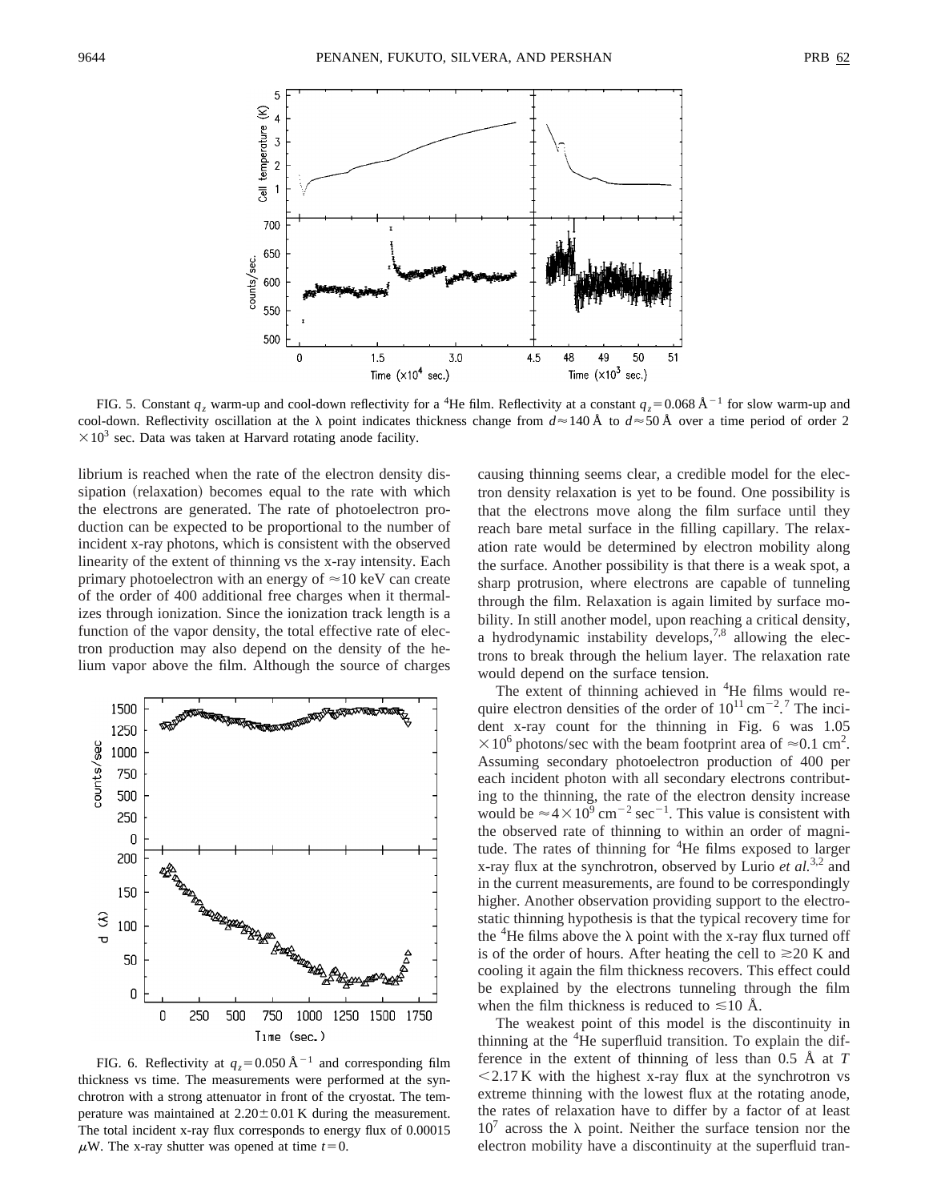Cell temperature (K)

5
4
3
2
1

counts/sec.

700
650
600
550
500

0 1.5 3.0 4.5

Time (x10^4 sec.)

48 49 50 51

Time (x10^3 sec.)

FIG. 5. Constant $q_z$ warm-up and cool-down reflectivity for a $^4$He film. Reflectivity at a constant $q_z = 0.068$ Å$^{-1}$ for slow warm-up and cool-down. Reflectivity oscillation at the λ point indicates thickness change from $d \approx 140$ Å to $d \approx 50$ Å over a time period of order $2 \times 10^3$ sec. Data was taken at Harvard rotating anode facility.

librium is reached when the rate of the electron density dissipation (relaxation) becomes equal to the rate with which the electrons are generated. The rate of photoelectron production can be expected to be proportional to the number of incident x-ray photons, which is consistent with the observed linearity of the extent of thinning vs the x-ray intensity. Each primary photoelectron with an energy of ≈10 keV can create of the order of 400 additional free charges when it thermalizes through ionization. Since the ionization track length is a function of the vapor density, the total effective rate of electron production may also depend on the density of the helium vapor above the film. Although the source of charges causing thinning seems clear, a credible model for the electron density relaxation is yet to be found. One possibility is that the electrons move along the film surface until they reach bare metal surface in the filling capillary. The relaxation rate would be determined by electron mobility along the surface. Another possibility is that there is a weak spot, a sharp protrusion, where electrons are capable of tunneling through the film. Relaxation is again limited by surface mobility. In still another model, upon reaching a critical density, a hydrodynamic instability develops,[7,8] allowing the electrons to break through the helium layer. The relaxation rate would depend on the surface tension.

counts/sec

1500
1250
1000
750
500
250
0

d (Å)

200
150
100
50
0

0 250 500 750 1000 1250 1500 1750

Time (sec.)

FIG. 6. Reflectivity at $q_z = 0.050$ Å$^{-1}$ and corresponding film thickness vs time. The measurements were performed at the synchrotron with a strong attenuator in front of the cryostat. The temperature was maintained at $2.20 \pm 0.01$ K during the measurement. The total incident x-ray flux corresponds to energy flux of 0.00015 μW. The x-ray shutter was opened at time $t = 0$.

The extent of thinning achieved in $^4$He films would require electron densities of the order of $10^{11}$ cm$^{-2}$.[7] The incident x-ray count for the thinning in Fig. 6 was $1.05 \times 10^6$ photons/sec with the beam footprint area of ≈0.1 cm$^2$. Assuming secondary photoelectron production of 400 per each incident photon with all secondary electrons contributing to the thinning, the rate of the electron density increase would be $\approx 4 \times 10^9$ cm$^{-2}$ sec$^{-1}$. This value is consistent with the observed rate of thinning to within an order of magnitude. The rates of thinning for $^4$He films exposed to larger x-ray flux at the synchrotron, observed by Lurio *et al.*[3,2] and in the current measurements, are found to be correspondingly higher. Another observation providing support to the electrostatic thinning hypothesis is that the typical recovery time for the $^4$He films above the λ point with the x-ray flux turned off is of the order of hours. After heating the cell to ≳20 K and cooling it again the film thickness recovers. This effect could be explained by the electrons tunneling through the film when the film thickness is reduced to ≲10 Å.

The weakest point of this model is the discontinuity in thinning at the $^4$He superfluid transition. To explain the difference in the extent of thinning of less than 0.5 Å at $T < 2.17$ K with the highest x-ray flux at the synchrotron vs extreme thinning with the lowest flux at the rotating anode, the rates of relaxation have to differ by a factor of at least $10^7$ across the λ point. Neither the surface tension nor the electron mobility have a discontinuity at the superfluid tran-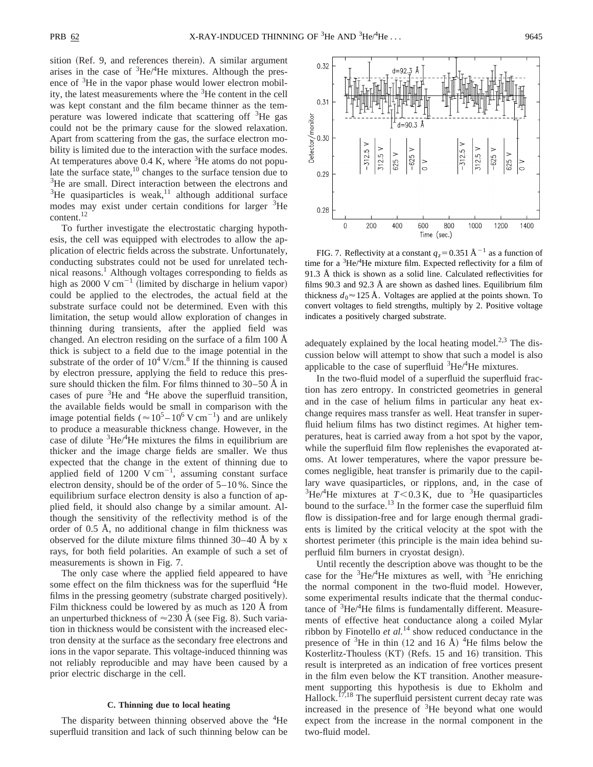sition (Ref. 9, and references therein). A similar argument arises in the case of $^3$He/$^4$He mixtures. Although the presence of $^3$He in the vapor phase would lower electron mobility, the latest measurements where the $^3$He content in the cell was kept constant and the film became thinner as the temperature was lowered indicate that scattering off $^3$He gas could not be the primary cause for the slowed relaxation. Apart from scattering from the gas, the surface electron mobility is limited due to the interaction with the surface modes. At temperatures above 0.4 K, where $^3$He atoms do not populate the surface state,[10] changes to the surface tension due to $^3$He are small. Direct interaction between the electrons and $^3$He quasiparticles is weak,[11] although additional surface modes may exist under certain conditions for larger $^3$He content.[12]

To further investigate the electrostatic charging hypothesis, the cell was equipped with electrodes to allow the application of electric fields across the substrate. Unfortunately, conducting substrates could not be used for unrelated technical reasons.[1] Although voltages corresponding to fields as high as 2000 V cm$^{-1}$ (limited by discharge in helium vapor) could be applied to the electrodes, the actual field at the substrate surface could not be determined. Even with this limitation, the setup would allow exploration of changes in thinning during transients, after the applied field was changed. An electron residing on the surface of a film 100 Å thick is subject to a field due to the image potential in the substrate of the order of $10^4$ V/cm.[8] If the thinning is caused by electron pressure, applying the field to reduce this pressure should thicken the film. For films thinned to 30–50 Å in cases of pure $^3$He and $^4$He above the superfluid transition, the available fields would be small in comparison with the image potential fields ($\approx 10^5$–$10^6$ V cm$^{-1}$) and are unlikely to produce a measurable thickness change. However, in the case of dilute $^3$He/$^4$He mixtures the films in equilibrium are thicker and the image charge fields are smaller. We thus expected that the change in the extent of thinning due to applied field of 1200 V cm$^{-1}$, assuming constant surface electron density, should be of the order of 5–10 %. Since the equilibrium surface electron density is also a function of applied field, it should also change by a similar amount. Although the sensitivity of the reflectivity method is of the order of 0.5 Å, no additional change in film thickness was observed for the dilute mixture films thinned 30–40 Å by x rays, for both field polarities. An example of such a set of measurements is shown in Fig. 7.

The only case where the applied field appeared to have some effect on the film thickness was for the superfluid $^4$He films in the pressing geometry (substrate charged positively). Film thickness could be lowered by as much as 120 Å from an unperturbed thickness of $\approx$230 Å (see Fig. 8). Such variation in thickness would be consistent with the increased electron density at the surface as the secondary free electrons and ions in the vapor separate. This voltage-induced thinning was not reliably reproducible and may have been caused by a prior electric discharge in the cell.

### C. Thinning due to local heating

The disparity between thinning observed above the $^4$He superfluid transition and lack of such thinning below can be adequately explained by the local heating model.[2,3] The discussion below will attempt to show that such a model is also applicable to the case of superfluid $^3$He/$^4$He mixtures.

d=92.3 Å
d=90.3 Å
Detector/monitor
0.32
0.31
0.30
0.29
0.28
−312.5 V
312.5 V
625 V
−625 V
0 V
−312.5 V
312.5 V
−625 V
625 V
0 V
0 200 400 600 800 1000 1200 1400
Time (sec.)

FIG. 7. Reflectivity at a constant $q_z = 0.351$ Å$^{-1}$ as a function of time for a $^3$He/$^4$He mixture film. Expected reflectivity for a film of 91.3 Å thick is shown as a solid line. Calculated reflectivities for films 90.3 and 92.3 Å are shown as dashed lines. Equilibrium film thickness $d_0 \approx 125$ Å. Voltages are applied at the points shown. To convert voltages to field strengths, multiply by 2. Positive voltage indicates a positively charged substrate.

In the two-fluid model of a superfluid the superfluid fraction has zero entropy. In constricted geometries in general and in the case of helium films in particular any heat exchange requires mass transfer as well. Heat transfer in superfluid helium films has two distinct regimes. At higher temperatures, heat is carried away from a hot spot by the vapor, while the superfluid film flow replenishes the evaporated atoms. At lower temperatures, where the vapor pressure becomes negligible, heat transfer is primarily due to the capillary wave quasiparticles, or ripplons, and, in the case of $^3$He/$^4$He mixtures at $T < 0.3$ K, due to $^3$He quasiparticles bound to the surface.[13] In the former case the superfluid film flow is dissipation-free and for large enough thermal gradients is limited by the critical velocity at the spot with the shortest perimeter (this principle is the main idea behind superfluid film burners in cryostat design).

Until recently the description above was thought to be the case for the $^3$He/$^4$He mixtures as well, with $^3$He enriching the normal component in the two-fluid model. However, some experimental results indicate that the thermal conductance of $^3$He/$^4$He films is fundamentally different. Measurements of effective heat conductance along a coiled Mylar ribbon by Finotello *et al.*[14] show reduced conductance in the presence of $^3$He in thin (12 and 16 Å) $^4$He films below the Kosterlitz-Thouless (KT) (Refs. 15 and 16) transition. This result is interpreted as an indication of free vortices present in the film even below the KT transition. Another measurement supporting this hypothesis is due to Ekholm and Hallock.[17,18] The superfluid persistent current decay rate was increased in the presence of $^3$He beyond what one would expect from the increase in the normal component in the two-fluid model.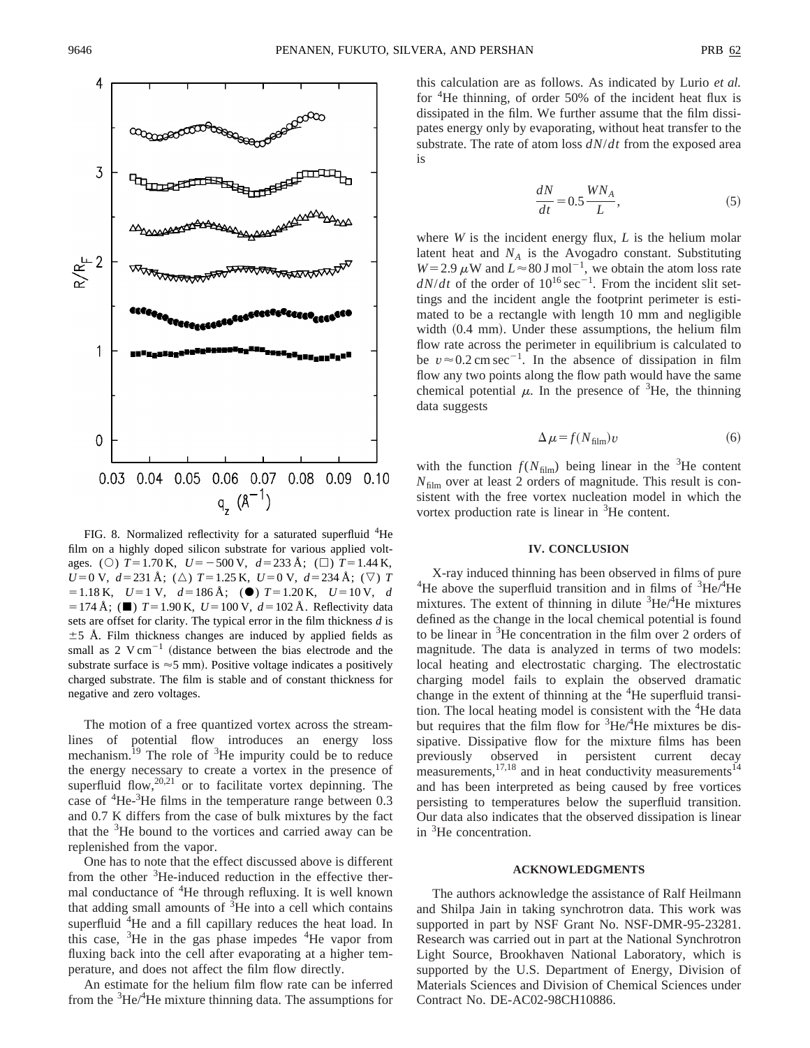4

3

$R/R_F$ 2

1

0

0.03 0.04 0.05 0.06 0.07 0.08 0.09 0.10

$q_z$ (Å$^{-1}$)

FIG. 8. Normalized reflectivity for a saturated superfluid $^4$He film on a highly doped silicon substrate for various applied voltages. (○) $T=1.70$ K, $U=-500$ V, $d=233$ Å; (□) $T=1.44$ K, $U=0$ V, $d=231$ Å; (△) $T=1.25$ K, $U=0$ V, $d=234$ Å; (▽) $T=1.18$ K, $U=1$ V, $d=186$ Å; (●) $T=1.20$ K, $U=10$ V, $d=174$ Å; (■) $T=1.90$ K, $U=100$ V, $d=102$ Å. Reflectivity data sets are offset for clarity. The typical error in the film thickness $d$ is $\pm 5$ Å. Film thickness changes are induced by applied fields as small as 2 V cm$^{-1}$ (distance between the bias electrode and the substrate surface is $\approx 5$ mm). Positive voltage indicates a positively charged substrate. The film is stable and of constant thickness for negative and zero voltages.

The motion of a free quantized vortex across the streamlines of potential flow introduces an energy loss mechanism.[19] The role of $^3$He impurity could be to reduce the energy necessary to create a vortex in the presence of superfluid flow,[20,21] or to facilitate vortex depinning. The case of $^4$He-$^3$He films in the temperature range between 0.3 and 0.7 K differs from the case of bulk mixtures by the fact that the $^3$He bound to the vortices and carried away can be replenished from the vapor.

One has to note that the effect discussed above is different from the other $^3$He-induced reduction in the effective thermal conductance of $^4$He through refluxing. It is well known that adding small amounts of $^3$He into a cell which contains superfluid $^4$He and a fill capillary reduces the heat load. In this case, $^3$He in the gas phase impedes $^4$He vapor from fluxing back into the cell after evaporating at a higher temperature, and does not affect the film flow directly.

An estimate for the helium film flow rate can be inferred from the $^3$He/$^4$He mixture thinning data. The assumptions for this calculation are as follows. As indicated by Lurio *et al.* for $^4$He thinning, of order 50% of the incident heat flux is dissipated in the film. We further assume that the film dissipates energy only by evaporating, without heat transfer to the substrate. The rate of atom loss $dN/dt$ from the exposed area is

$$\frac{dN}{dt} = 0.5\frac{WN_A}{L}, \tag{5}$$

where $W$ is the incident energy flux, $L$ is the helium molar latent heat and $N_A$ is the Avogadro constant. Substituting $W=2.9\ \mu$W and $L\approx 80$ J mol$^{-1}$, we obtain the atom loss rate $dN/dt$ of the order of $10^{16}$ sec$^{-1}$. From the incident slit settings and the incident angle the footprint perimeter is estimated to be a rectangle with length 10 mm and negligible width (0.4 mm). Under these assumptions, the helium film flow rate across the perimeter in equilibrium is calculated to be $v\approx 0.2$ cm sec$^{-1}$. In the absence of dissipation in film flow any two points along the flow path would have the same chemical potential $\mu$. In the presence of $^3$He, the thinning data suggests

$$\Delta\mu = f(N_{\rm film})v \tag{6}$$

with the function $f(N_{\rm film})$ being linear in the $^3$He content $N_{\rm film}$ over at least 2 orders of magnitude. This result is consistent with the free vortex nucleation model in which the vortex production rate is linear in $^3$He content.

## IV. CONCLUSION

X-ray induced thinning has been observed in films of pure $^4$He above the superfluid transition and in films of $^3$He/$^4$He mixtures. The extent of thinning in dilute $^3$He/$^4$He mixtures defined as the change in the local chemical potential is found to be linear in $^3$He concentration in the film over 2 orders of magnitude. The data is analyzed in terms of two models: local heating and electrostatic charging. The electrostatic charging model fails to explain the observed dramatic change in the extent of thinning at the $^4$He superfluid transition. The local heating model is consistent with the $^4$He data but requires that the film flow for $^3$He/$^4$He mixtures be dissipative. Dissipative flow for the mixture films has been previously observed in persistent current decay measurements,[17,18] and in heat conductivity measurements[14] and has been interpreted as being caused by free vortices persisting to temperatures below the superfluid transition. Our data also indicates that the observed dissipation is linear in $^3$He concentration.

## ACKNOWLEDGMENTS

The authors acknowledge the assistance of Ralf Heilmann and Shilpa Jain in taking synchrotron data. This work was supported in part by NSF Grant No. NSF-DMR-95-23281. Research was carried out in part at the National Synchrotron Light Source, Brookhaven National Laboratory, which is supported by the U.S. Department of Energy, Division of Materials Sciences and Division of Chemical Sciences under Contract No. DE-AC02-98CH10886.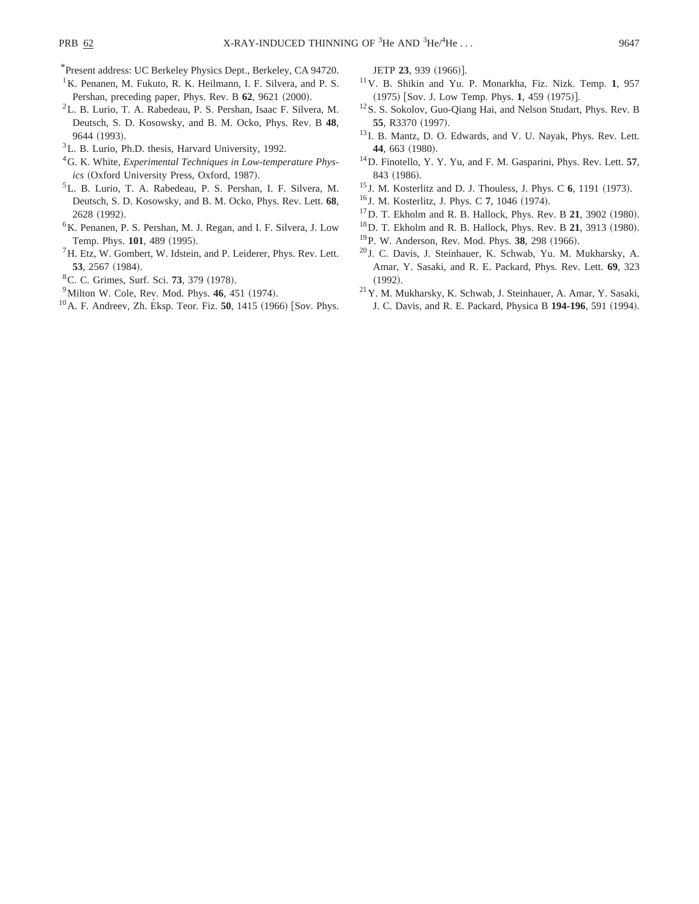*Present address: UC Berkeley Physics Dept., Berkeley, CA 94720.

[1] K. Penanen, M. Fukuto, R. K. Heilmann, I. F. Silvera, and P. S. Pershan, preceding paper, Phys. Rev. B **62**, 9621 (2000).

[2] L. B. Lurio, T. A. Rabedeau, P. S. Pershan, Isaac F. Silvera, M. Deutsch, S. D. Kosowsky, and B. M. Ocko, Phys. Rev. B **48**, 9644 (1993).

[3] L. B. Lurio, Ph.D. thesis, Harvard University, 1992.

[4] G. K. White, *Experimental Techniques in Low-temperature Physics* (Oxford University Press, Oxford, 1987).

[5] L. B. Lurio, T. A. Rabedeau, P. S. Pershan, I. F. Silvera, M. Deutsch, S. D. Kosowsky, and B. M. Ocko, Phys. Rev. Lett. **68**, 2628 (1992).

[6] K. Penanen, P. S. Pershan, M. J. Regan, and I. F. Silvera, J. Low Temp. Phys. **101**, 489 (1995).

[7] H. Etz, W. Gombert, W. Idstein, and P. Leiderer, Phys. Rev. Lett. **53**, 2567 (1984).

[8] C. C. Grimes, Surf. Sci. **73**, 379 (1978).

[9] Milton W. Cole, Rev. Mod. Phys. **46**, 451 (1974).

[10] A. F. Andreev, Zh. Éksp. Teor. Fiz. **50**, 1415 (1966) [Sov. Phys. JETP **23**, 939 (1966)].

[11] V. B. Shikin and Yu. P. Monarkha, Fiz. Nizk. Temp. **1**, 957 (1975) [Sov. J. Low Temp. Phys. **1**, 459 (1975)].

[12] S. S. Sokolov, Guo-Qiang Hai, and Nelson Studart, Phys. Rev. B **55**, R3370 (1997).

[13] I. B. Mantz, D. O. Edwards, and V. U. Nayak, Phys. Rev. Lett. **44**, 663 (1980).

[14] D. Finotello, Y. Y. Yu, and F. M. Gasparini, Phys. Rev. Lett. **57**, 843 (1986).

[15] J. M. Kosterlitz and D. J. Thouless, J. Phys. C **6**, 1191 (1973).

[16] J. M. Kosterlitz, J. Phys. C **7**, 1046 (1974).

[17] D. T. Ekholm and R. B. Hallock, Phys. Rev. B **21**, 3902 (1980).

[18] D. T. Ekholm and R. B. Hallock, Phys. Rev. B **21**, 3913 (1980).

[19] P. W. Anderson, Rev. Mod. Phys. **38**, 298 (1966).

[20] J. C. Davis, J. Steinhauer, K. Schwab, Yu. M. Mukharsky, A. Amar, Y. Sasaki, and R. E. Packard, Phys. Rev. Lett. **69**, 323 (1992).

[21] Y. M. Mukharsky, K. Schwab, J. Steinhauer, A. Amar, Y. Sasaki, J. C. Davis, and R. E. Packard, Physica B **194-196**, 591 (1994).